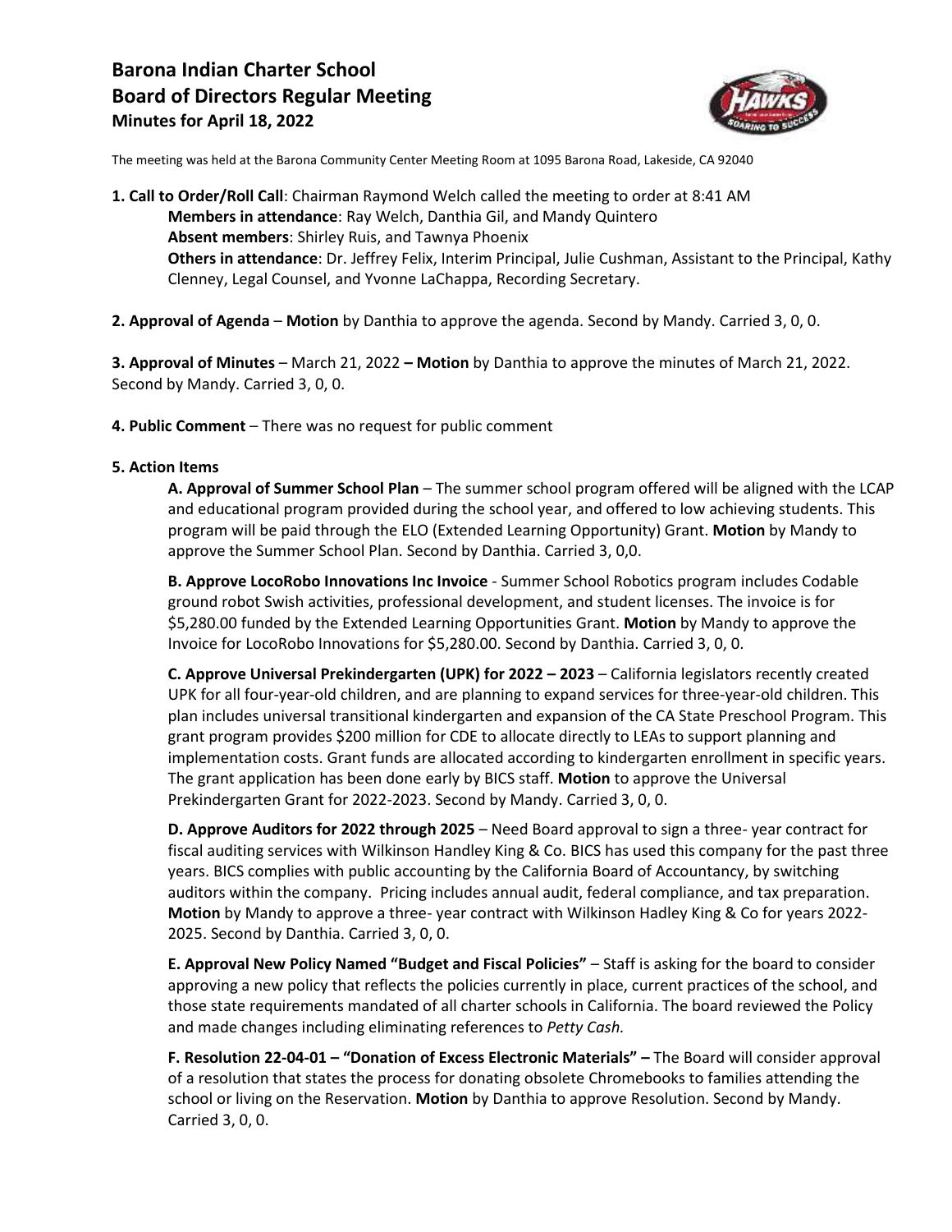# Barona Indian Charter School
## Board of Directors Regular Meeting
### Minutes for April 18, 2022

The meeting was held at the Barona Community Center Meeting Room at 1095 Barona Road, Lakeside, CA 92040

**1. Call to Order/Roll Call**: Chairman Raymond Welch called the meeting to order at 8:41 AM

**Members in attendance**: Ray Welch, Danthia Gil, and Mandy Quintero

**Absent members**: Shirley Ruis, and Tawnya Phoenix

**Others in attendance**: Dr. Jeffrey Felix, Interim Principal, Julie Cushman, Assistant to the Principal, Kathy Clenney, Legal Counsel, and Yvonne LaChappa, Recording Secretary.

**2. Approval of Agenda** – **Motion** by Danthia to approve the agenda. Second by Mandy. Carried 3, 0, 0.

**3. Approval of Minutes** – March 21, 2022 **– Motion** by Danthia to approve the minutes of March 21, 2022. Second by Mandy. Carried 3, 0, 0.

**4. Public Comment** – There was no request for public comment

**5. Action Items**

**A. Approval of Summer School Plan** – The summer school program offered will be aligned with the LCAP and educational program provided during the school year, and offered to low achieving students. This program will be paid through the ELO (Extended Learning Opportunity) Grant. **Motion** by Mandy to approve the Summer School Plan. Second by Danthia. Carried 3, 0,0.

**B. Approve LocoRobo Innovations Inc Invoice** - Summer School Robotics program includes Codable ground robot Swish activities, professional development, and student licenses. The invoice is for $5,280.00 funded by the Extended Learning Opportunities Grant. **Motion** by Mandy to approve the Invoice for LocoRobo Innovations for $5,280.00. Second by Danthia. Carried 3, 0, 0.

**C. Approve Universal Prekindergarten (UPK) for 2022 – 2023** – California legislators recently created UPK for all four-year-old children, and are planning to expand services for three-year-old children. This plan includes universal transitional kindergarten and expansion of the CA State Preschool Program. This grant program provides $200 million for CDE to allocate directly to LEAs to support planning and implementation costs. Grant funds are allocated according to kindergarten enrollment in specific years. The grant application has been done early by BICS staff. **Motion** to approve the Universal Prekindergarten Grant for 2022-2023. Second by Mandy. Carried 3, 0, 0.

**D. Approve Auditors for 2022 through 2025** – Need Board approval to sign a three- year contract for fiscal auditing services with Wilkinson Handley King & Co. BICS has used this company for the past three years. BICS complies with public accounting by the California Board of Accountancy, by switching auditors within the company. Pricing includes annual audit, federal compliance, and tax preparation. **Motion** by Mandy to approve a three- year contract with Wilkinson Hadley King & Co for years 2022-2025. Second by Danthia. Carried 3, 0, 0.

**E. Approval New Policy Named "Budget and Fiscal Policies"** – Staff is asking for the board to consider approving a new policy that reflects the policies currently in place, current practices of the school, and those state requirements mandated of all charter schools in California. The board reviewed the Policy and made changes including eliminating references to *Petty Cash.*

**F. Resolution 22-04-01 – "Donation of Excess Electronic Materials" –** The Board will consider approval of a resolution that states the process for donating obsolete Chromebooks to families attending the school or living on the Reservation. **Motion** by Danthia to approve Resolution. Second by Mandy. Carried 3, 0, 0.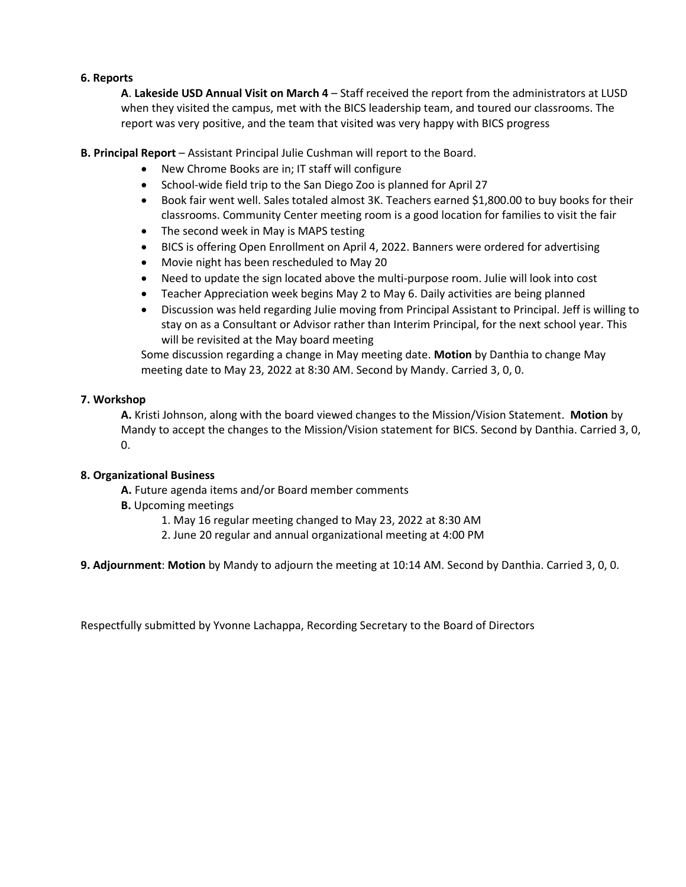**6. Reports**

**A**. **Lakeside USD Annual Visit on March 4** – Staff received the report from the administrators at LUSD when they visited the campus, met with the BICS leadership team, and toured our classrooms. The report was very positive, and the team that visited was very happy with BICS progress

**B. Principal Report** – Assistant Principal Julie Cushman will report to the Board.

- New Chrome Books are in; IT staff will configure
- School-wide field trip to the San Diego Zoo is planned for April 27
- Book fair went well. Sales totaled almost 3K. Teachers earned $1,800.00 to buy books for their classrooms. Community Center meeting room is a good location for families to visit the fair
- The second week in May is MAPS testing
- BICS is offering Open Enrollment on April 4, 2022. Banners were ordered for advertising
- Movie night has been rescheduled to May 20
- Need to update the sign located above the multi-purpose room. Julie will look into cost
- Teacher Appreciation week begins May 2 to May 6. Daily activities are being planned
- Discussion was held regarding Julie moving from Principal Assistant to Principal. Jeff is willing to stay on as a Consultant or Advisor rather than Interim Principal, for the next school year. This will be revisited at the May board meeting

Some discussion regarding a change in May meeting date. **Motion** by Danthia to change May meeting date to May 23, 2022 at 8:30 AM. Second by Mandy. Carried 3, 0, 0.

**7. Workshop**

**A.** Kristi Johnson, along with the board viewed changes to the Mission/Vision Statement. **Motion** by Mandy to accept the changes to the Mission/Vision statement for BICS. Second by Danthia. Carried 3, 0, 0.

**8. Organizational Business**

**A.** Future agenda items and/or Board member comments

**B.** Upcoming meetings

1. May 16 regular meeting changed to May 23, 2022 at 8:30 AM
2. June 20 regular and annual organizational meeting at 4:00 PM

**9. Adjournment**: **Motion** by Mandy to adjourn the meeting at 10:14 AM. Second by Danthia. Carried 3, 0, 0.

Respectfully submitted by Yvonne Lachappa, Recording Secretary to the Board of Directors